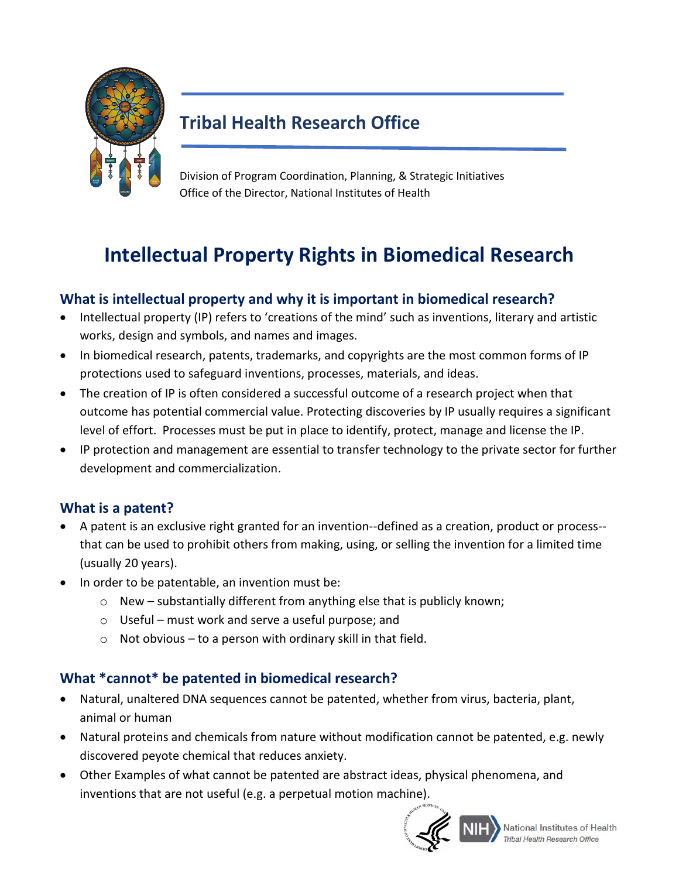## Tribal Health Research Office

Division of Program Coordination, Planning, & Strategic Initiatives
Office of the Director, National Institutes of Health

# Intellectual Property Rights in Biomedical Research

### What is intellectual property and why it is important in biomedical research?

- Intellectual property (IP) refers to 'creations of the mind' such as inventions, literary and artistic works, design and symbols, and names and images.
- In biomedical research, patents, trademarks, and copyrights are the most common forms of IP protections used to safeguard inventions, processes, materials, and ideas.
- The creation of IP is often considered a successful outcome of a research project when that outcome has potential commercial value. Protecting discoveries by IP usually requires a significant level of effort. Processes must be put in place to identify, protect, manage and license the IP.
- IP protection and management are essential to transfer technology to the private sector for further development and commercialization.

### What is a patent?

- A patent is an exclusive right granted for an invention--defined as a creation, product or process--that can be used to prohibit others from making, using, or selling the invention for a limited time (usually 20 years).
- In order to be patentable, an invention must be:
  - New – substantially different from anything else that is publicly known;
  - Useful – must work and serve a useful purpose; and
  - Not obvious – to a person with ordinary skill in that field.

### What *cannot* be patented in biomedical research?

- Natural, unaltered DNA sequences cannot be patented, whether from virus, bacteria, plant, animal or human
- Natural proteins and chemicals from nature without modification cannot be patented, e.g. newly discovered peyote chemical that reduces anxiety.
- Other Examples of what cannot be patented are abstract ideas, physical phenomena, and inventions that are not useful (e.g. a perpetual motion machine).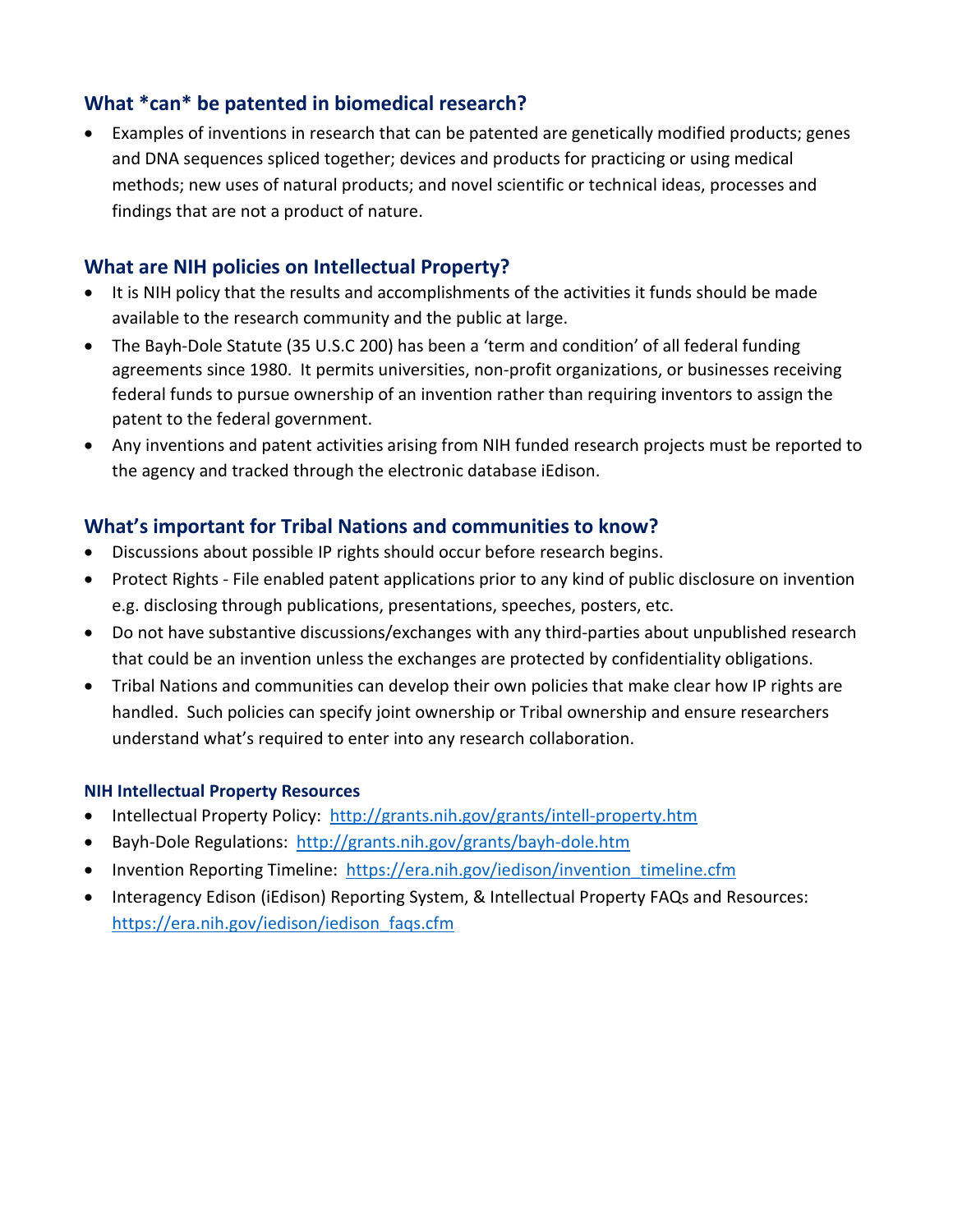## What *can* be patented in biomedical research?

- Examples of inventions in research that can be patented are genetically modified products; genes and DNA sequences spliced together; devices and products for practicing or using medical methods; new uses of natural products; and novel scientific or technical ideas, processes and findings that are not a product of nature.

## What are NIH policies on Intellectual Property?

- It is NIH policy that the results and accomplishments of the activities it funds should be made available to the research community and the public at large.
- The Bayh-Dole Statute (35 U.S.C 200) has been a 'term and condition' of all federal funding agreements since 1980. It permits universities, non-profit organizations, or businesses receiving federal funds to pursue ownership of an invention rather than requiring inventors to assign the patent to the federal government.
- Any inventions and patent activities arising from NIH funded research projects must be reported to the agency and tracked through the electronic database iEdison.

## What's important for Tribal Nations and communities to know?

- Discussions about possible IP rights should occur before research begins.
- Protect Rights - File enabled patent applications prior to any kind of public disclosure on invention e.g. disclosing through publications, presentations, speeches, posters, etc.
- Do not have substantive discussions/exchanges with any third-parties about unpublished research that could be an invention unless the exchanges are protected by confidentiality obligations.
- Tribal Nations and communities can develop their own policies that make clear how IP rights are handled. Such policies can specify joint ownership or Tribal ownership and ensure researchers understand what's required to enter into any research collaboration.

#### NIH Intellectual Property Resources

- Intellectual Property Policy: http://grants.nih.gov/grants/intell-property.htm
- Bayh-Dole Regulations: http://grants.nih.gov/grants/bayh-dole.htm
- Invention Reporting Timeline: https://era.nih.gov/iedison/invention_timeline.cfm
- Interagency Edison (iEdison) Reporting System, & Intellectual Property FAQs and Resources: https://era.nih.gov/iedison/iedison_faqs.cfm